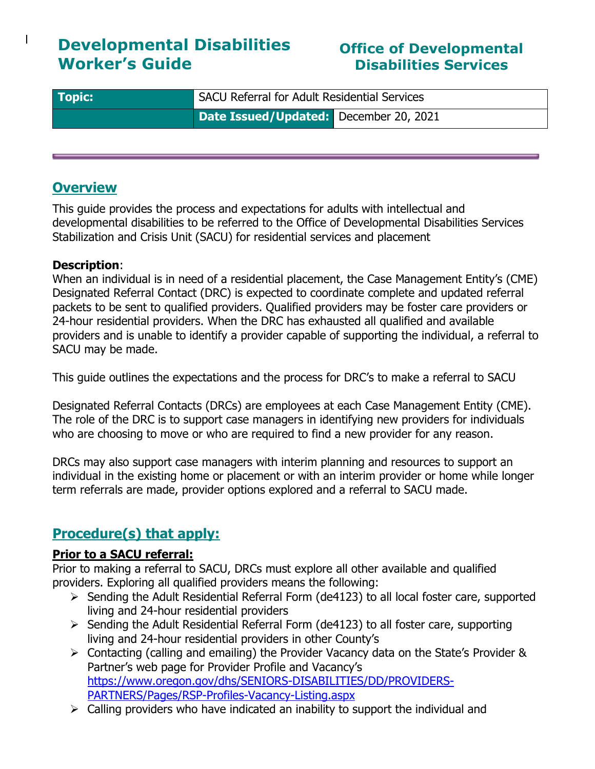# Developmental Disabilities Worker's Guide

# Office of Developmental Disabilities Services

| **Topic:** | SACU Referral for Adult Residential Services | |
|---|---|---|
| | **Date Issued/Updated:** | December 20, 2021 |

## Overview

This guide provides the process and expectations for adults with intellectual and developmental disabilities to be referred to the Office of Developmental Disabilities Services Stabilization and Crisis Unit (SACU) for residential services and placement

**Description**:
When an individual is in need of a residential placement, the Case Management Entity's (CME) Designated Referral Contact (DRC) is expected to coordinate complete and updated referral packets to be sent to qualified providers. Qualified providers may be foster care providers or 24-hour residential providers. When the DRC has exhausted all qualified and available providers and is unable to identify a provider capable of supporting the individual, a referral to SACU may be made.

This guide outlines the expectations and the process for DRC's to make a referral to SACU

Designated Referral Contacts (DRCs) are employees at each Case Management Entity (CME). The role of the DRC is to support case managers in identifying new providers for individuals who are choosing to move or who are required to find a new provider for any reason.

DRCs may also support case managers with interim planning and resources to support an individual in the existing home or placement or with an interim provider or home while longer term referrals are made, provider options explored and a referral to SACU made.

## Procedure(s) that apply:

**Prior to a SACU referral:**
Prior to making a referral to SACU, DRCs must explore all other available and qualified providers. Exploring all qualified providers means the following:

- Sending the Adult Residential Referral Form (de4123) to all local foster care, supported living and 24-hour residential providers
- Sending the Adult Residential Referral Form (de4123) to all foster care, supporting living and 24-hour residential providers in other County's
- Contacting (calling and emailing) the Provider Vacancy data on the State's Provider & Partner's web page for Provider Profile and Vacancy's https://www.oregon.gov/dhs/SENIORS-DISABILITIES/DD/PROVIDERS-PARTNERS/Pages/RSP-Profiles-Vacancy-Listing.aspx
- Calling providers who have indicated an inability to support the individual and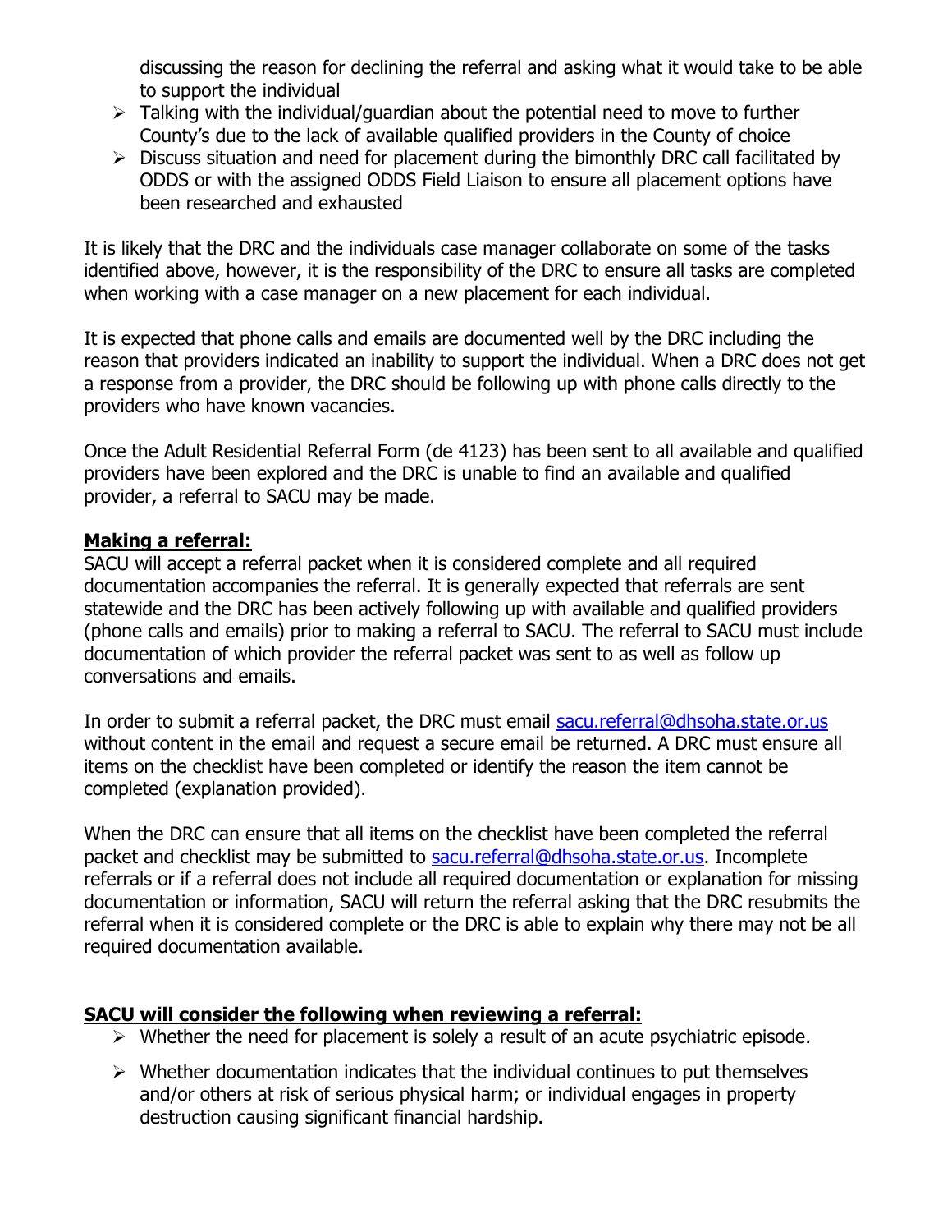discussing the reason for declining the referral and asking what it would take to be able to support the individual

- Talking with the individual/guardian about the potential need to move to further County's due to the lack of available qualified providers in the County of choice
- Discuss situation and need for placement during the bimonthly DRC call facilitated by ODDS or with the assigned ODDS Field Liaison to ensure all placement options have been researched and exhausted

It is likely that the DRC and the individuals case manager collaborate on some of the tasks identified above, however, it is the responsibility of the DRC to ensure all tasks are completed when working with a case manager on a new placement for each individual.

It is expected that phone calls and emails are documented well by the DRC including the reason that providers indicated an inability to support the individual. When a DRC does not get a response from a provider, the DRC should be following up with phone calls directly to the providers who have known vacancies.

Once the Adult Residential Referral Form (de 4123) has been sent to all available and qualified providers have been explored and the DRC is unable to find an available and qualified provider, a referral to SACU may be made.

**Making a referral:**

SACU will accept a referral packet when it is considered complete and all required documentation accompanies the referral. It is generally expected that referrals are sent statewide and the DRC has been actively following up with available and qualified providers (phone calls and emails) prior to making a referral to SACU. The referral to SACU must include documentation of which provider the referral packet was sent to as well as follow up conversations and emails.

In order to submit a referral packet, the DRC must email sacu.referral@dhsoha.state.or.us without content in the email and request a secure email be returned. A DRC must ensure all items on the checklist have been completed or identify the reason the item cannot be completed (explanation provided).

When the DRC can ensure that all items on the checklist have been completed the referral packet and checklist may be submitted to sacu.referral@dhsoha.state.or.us. Incomplete referrals or if a referral does not include all required documentation or explanation for missing documentation or information, SACU will return the referral asking that the DRC resubmits the referral when it is considered complete or the DRC is able to explain why there may not be all required documentation available.

**SACU will consider the following when reviewing a referral:**

- Whether the need for placement is solely a result of an acute psychiatric episode.
- Whether documentation indicates that the individual continues to put themselves and/or others at risk of serious physical harm; or individual engages in property destruction causing significant financial hardship.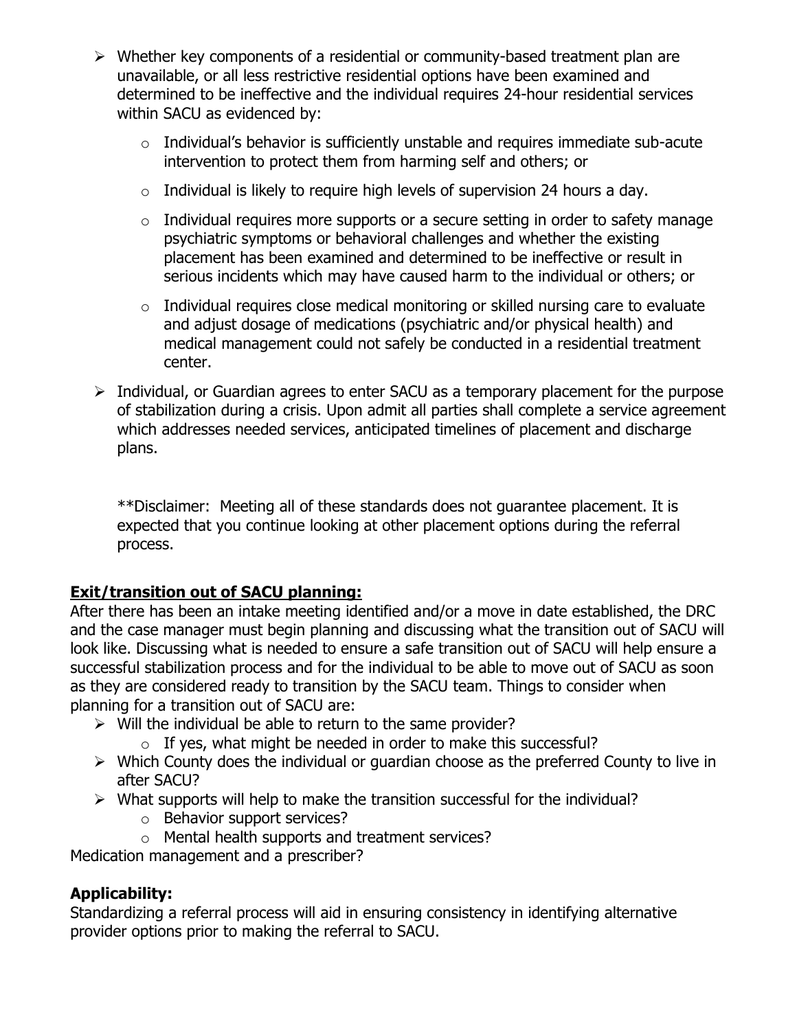- Whether key components of a residential or community-based treatment plan are unavailable, or all less restrictive residential options have been examined and determined to be ineffective and the individual requires 24-hour residential services within SACU as evidenced by:
    - Individual's behavior is sufficiently unstable and requires immediate sub-acute intervention to protect them from harming self and others; or
    - Individual is likely to require high levels of supervision 24 hours a day.
    - Individual requires more supports or a secure setting in order to safety manage psychiatric symptoms or behavioral challenges and whether the existing placement has been examined and determined to be ineffective or result in serious incidents which may have caused harm to the individual or others; or
    - Individual requires close medical monitoring or skilled nursing care to evaluate and adjust dosage of medications (psychiatric and/or physical health) and medical management could not safely be conducted in a residential treatment center.
- Individual, or Guardian agrees to enter SACU as a temporary placement for the purpose of stabilization during a crisis. Upon admit all parties shall complete a service agreement which addresses needed services, anticipated timelines of placement and discharge plans.

**Disclaimer: Meeting all of these standards does not guarantee placement. It is expected that you continue looking at other placement options during the referral process.

## <u>Exit/transition out of SACU planning:</u>

After there has been an intake meeting identified and/or a move in date established, the DRC and the case manager must begin planning and discussing what the transition out of SACU will look like. Discussing what is needed to ensure a safe transition out of SACU will help ensure a successful stabilization process and for the individual to be able to move out of SACU as soon as they are considered ready to transition by the SACU team. Things to consider when planning for a transition out of SACU are:

- Will the individual be able to return to the same provider?
    - If yes, what might be needed in order to make this successful?
- Which County does the individual or guardian choose as the preferred County to live in after SACU?
- What supports will help to make the transition successful for the individual?
    - Behavior support services?
    - Mental health supports and treatment services?

Medication management and a prescriber?

## Applicability:

Standardizing a referral process will aid in ensuring consistency in identifying alternative provider options prior to making the referral to SACU.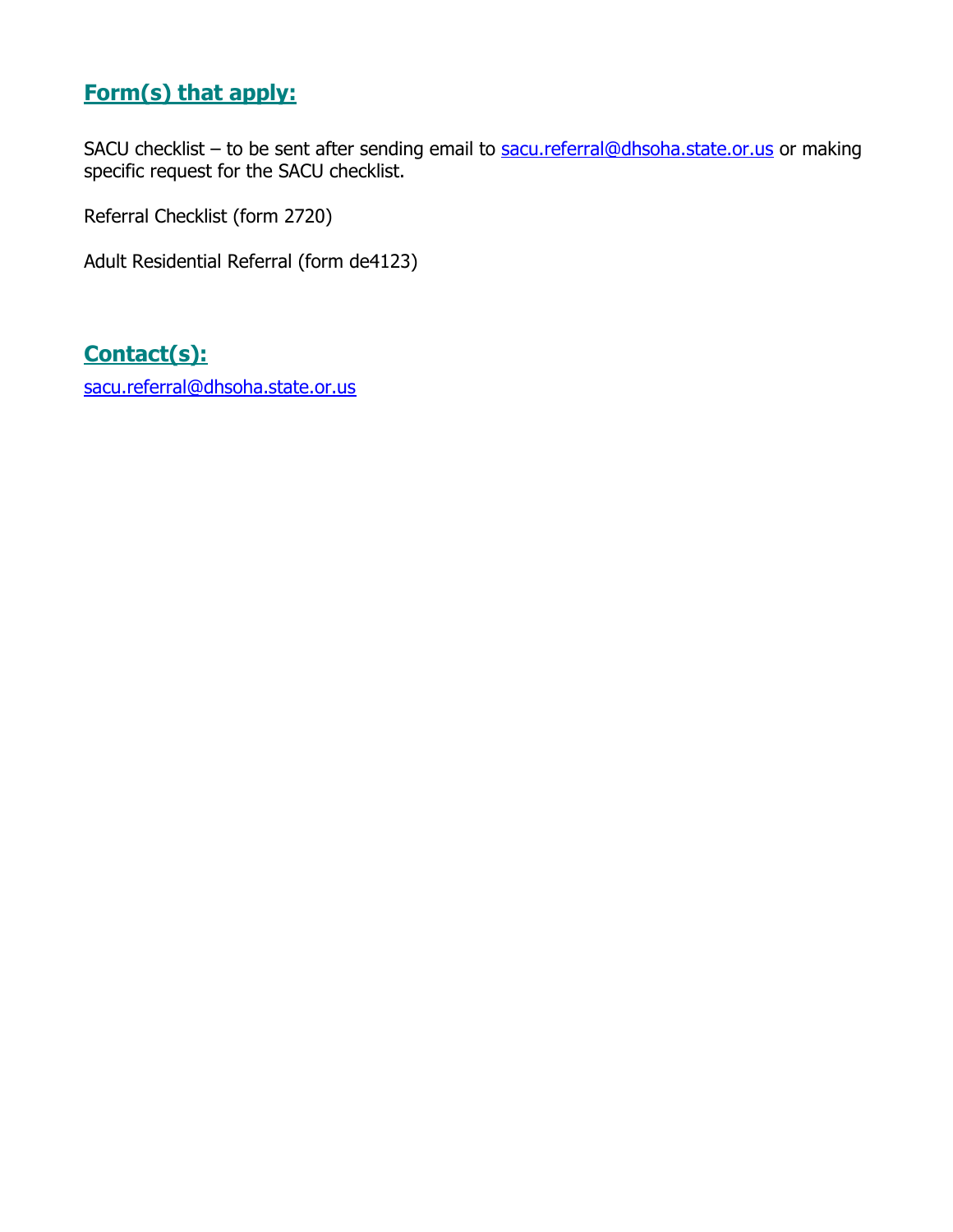## Form(s) that apply:

SACU checklist – to be sent after sending email to sacu.referral@dhsoha.state.or.us or making specific request for the SACU checklist.

Referral Checklist (form 2720)

Adult Residential Referral (form de4123)

## Contact(s):

sacu.referral@dhsoha.state.or.us